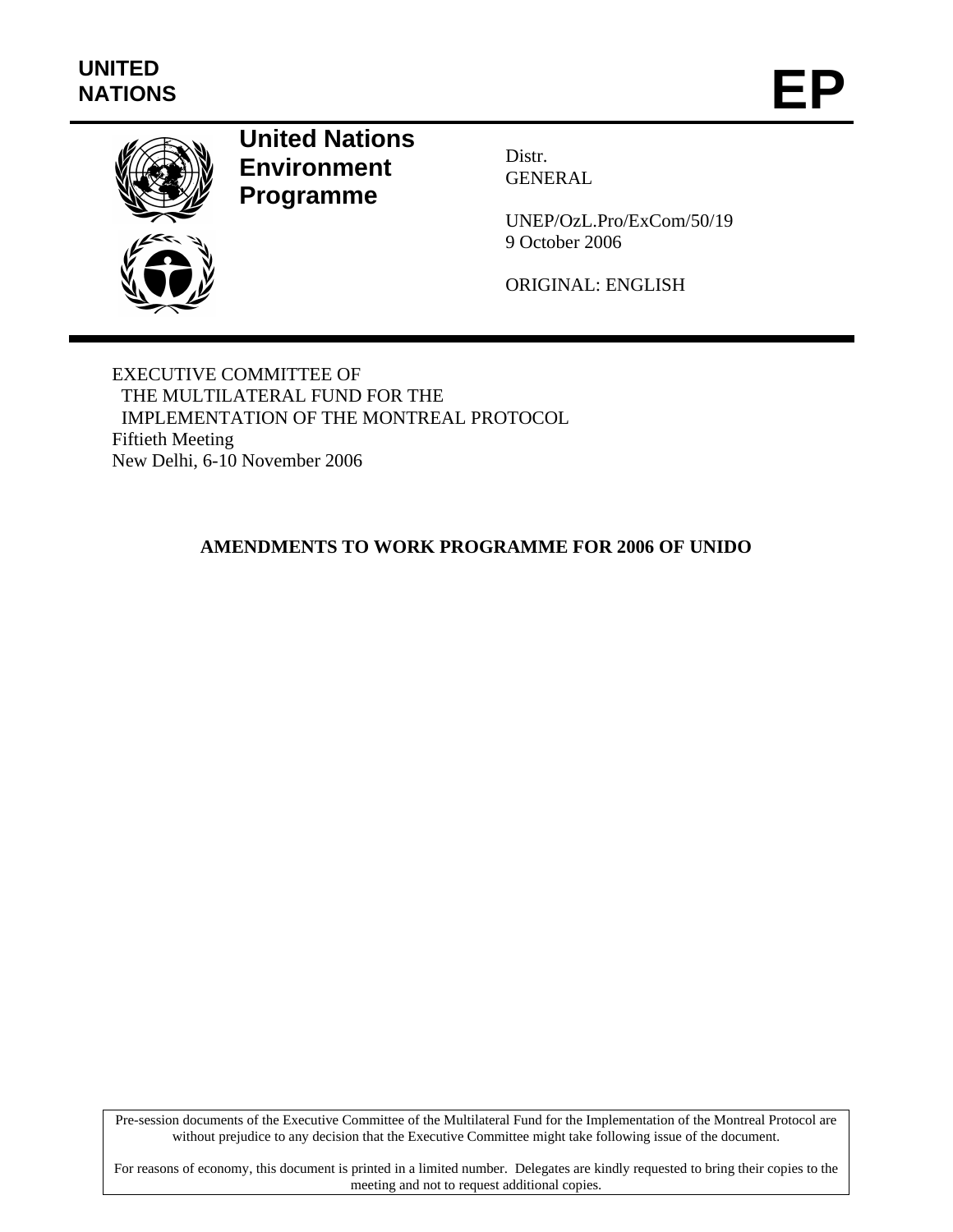UNITED NATIONS

# EP

**United Nations Environment Programme**

Distr.
GENERAL

UNEP/OzL.Pro/ExCom/50/19
9 October 2006

ORIGINAL: ENGLISH

EXECUTIVE COMMITTEE OF
THE MULTILATERAL FUND FOR THE
IMPLEMENTATION OF THE MONTREAL PROTOCOL
Fiftieth Meeting
New Delhi, 6-10 November 2006

## AMENDMENTS TO WORK PROGRAMME FOR 2006 OF UNIDO

Pre-session documents of the Executive Committee of the Multilateral Fund for the Implementation of the Montreal Protocol are without prejudice to any decision that the Executive Committee might take following issue of the document.

For reasons of economy, this document is printed in a limited number. Delegates are kindly requested to bring their copies to the meeting and not to request additional copies.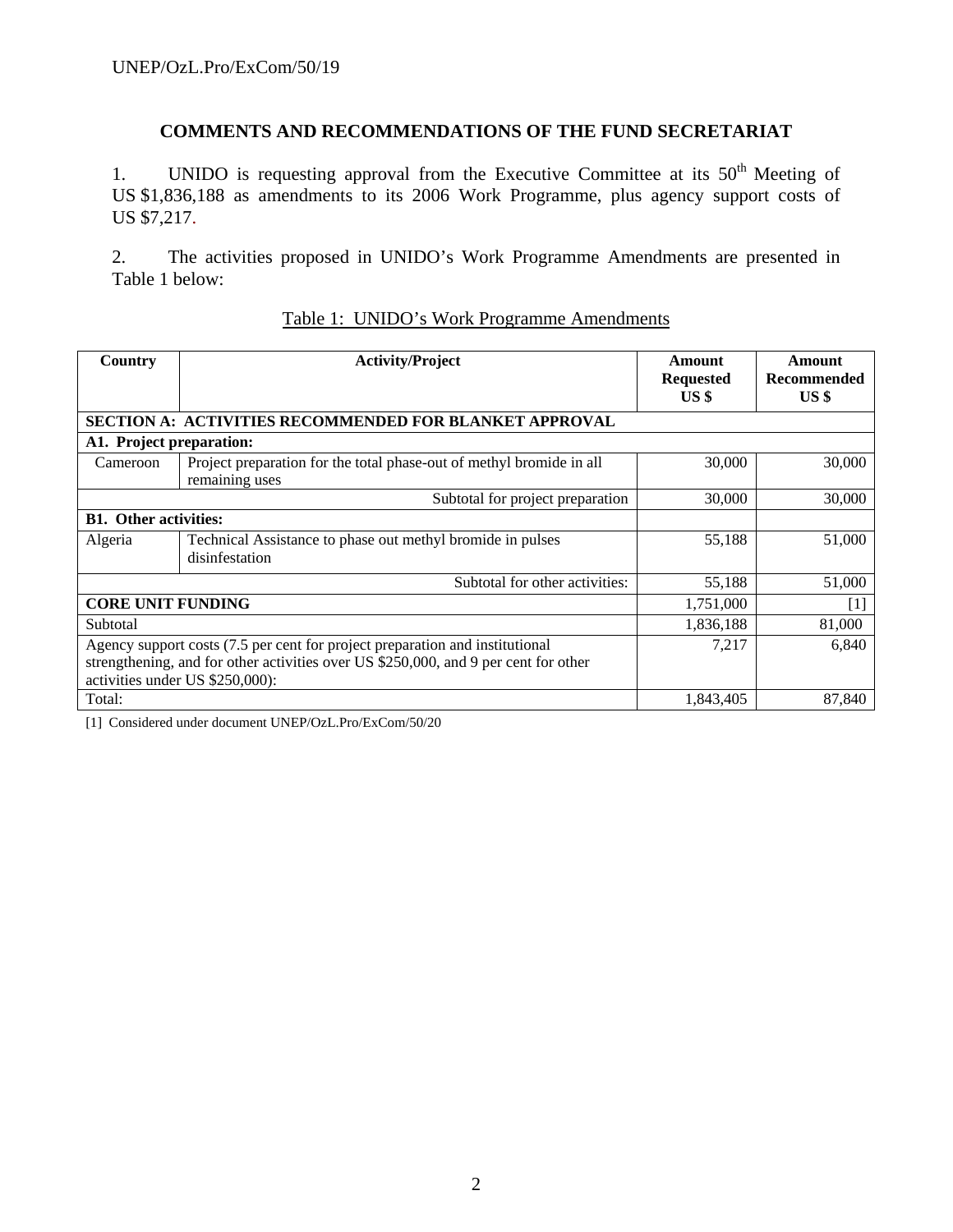## COMMENTS AND RECOMMENDATIONS OF THE FUND SECRETARIAT

1. UNIDO is requesting approval from the Executive Committee at its 50th Meeting of US $1,836,188 as amendments to its 2006 Work Programme, plus agency support costs of US $7,217.

2. The activities proposed in UNIDO's Work Programme Amendments are presented in Table 1 below:

Table 1: UNIDO's Work Programme Amendments

| Country | Activity/Project | Amount Requested US $ | Amount Recommended US $ |
|---|---|---|---|
| **SECTION A: ACTIVITIES RECOMMENDED FOR BLANKET APPROVAL** | | | |
| **A1. Project preparation:** | | | |
| Cameroon | Project preparation for the total phase-out of methyl bromide in all remaining uses | 30,000 | 30,000 |
| | Subtotal for project preparation | 30,000 | 30,000 |
| **B1. Other activities:** | | | |
| Algeria | Technical Assistance to phase out methyl bromide in pulses disinfestation | 55,188 | 51,000 |
| | Subtotal for other activities: | 55,188 | 51,000 |
| **CORE UNIT FUNDING** | | 1,751,000 | [1] |
| Subtotal | | 1,836,188 | 81,000 |
| Agency support costs (7.5 per cent for project preparation and institutional strengthening, and for other activities over US $250,000, and 9 per cent for other activities under US $250,000): | | 7,217 | 6,840 |
| Total: | | 1,843,405 | 87,840 |

[1] Considered under document UNEP/OzL.Pro/ExCom/50/20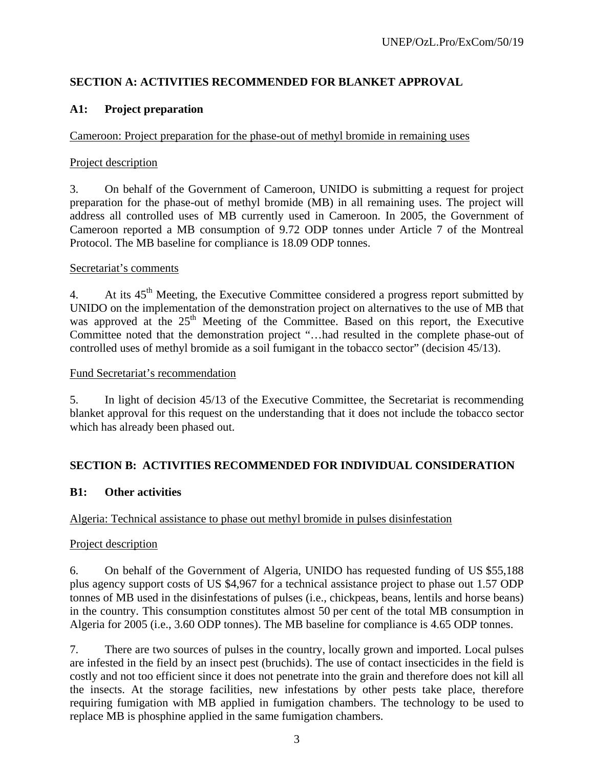## SECTION A: ACTIVITIES RECOMMENDED FOR BLANKET APPROVAL

### A1: Project preparation

Cameroon: Project preparation for the phase-out of methyl bromide in remaining uses

Project description

3. On behalf of the Government of Cameroon, UNIDO is submitting a request for project preparation for the phase-out of methyl bromide (MB) in all remaining uses. The project will address all controlled uses of MB currently used in Cameroon. In 2005, the Government of Cameroon reported a MB consumption of 9.72 ODP tonnes under Article 7 of the Montreal Protocol. The MB baseline for compliance is 18.09 ODP tonnes.

Secretariat's comments

4. At its 45th Meeting, the Executive Committee considered a progress report submitted by UNIDO on the implementation of the demonstration project on alternatives to the use of MB that was approved at the 25th Meeting of the Committee. Based on this report, the Executive Committee noted that the demonstration project "…had resulted in the complete phase-out of controlled uses of methyl bromide as a soil fumigant in the tobacco sector" (decision 45/13).

Fund Secretariat's recommendation

5. In light of decision 45/13 of the Executive Committee, the Secretariat is recommending blanket approval for this request on the understanding that it does not include the tobacco sector which has already been phased out.

## SECTION B: ACTIVITIES RECOMMENDED FOR INDIVIDUAL CONSIDERATION

### B1: Other activities

Algeria: Technical assistance to phase out methyl bromide in pulses disinfestation

Project description

6. On behalf of the Government of Algeria, UNIDO has requested funding of US $55,188 plus agency support costs of US $4,967 for a technical assistance project to phase out 1.57 ODP tonnes of MB used in the disinfestations of pulses (i.e., chickpeas, beans, lentils and horse beans) in the country. This consumption constitutes almost 50 per cent of the total MB consumption in Algeria for 2005 (i.e., 3.60 ODP tonnes). The MB baseline for compliance is 4.65 ODP tonnes.

7. There are two sources of pulses in the country, locally grown and imported. Local pulses are infested in the field by an insect pest (bruchids). The use of contact insecticides in the field is costly and not too efficient since it does not penetrate into the grain and therefore does not kill all the insects. At the storage facilities, new infestations by other pests take place, therefore requiring fumigation with MB applied in fumigation chambers. The technology to be used to replace MB is phosphine applied in the same fumigation chambers.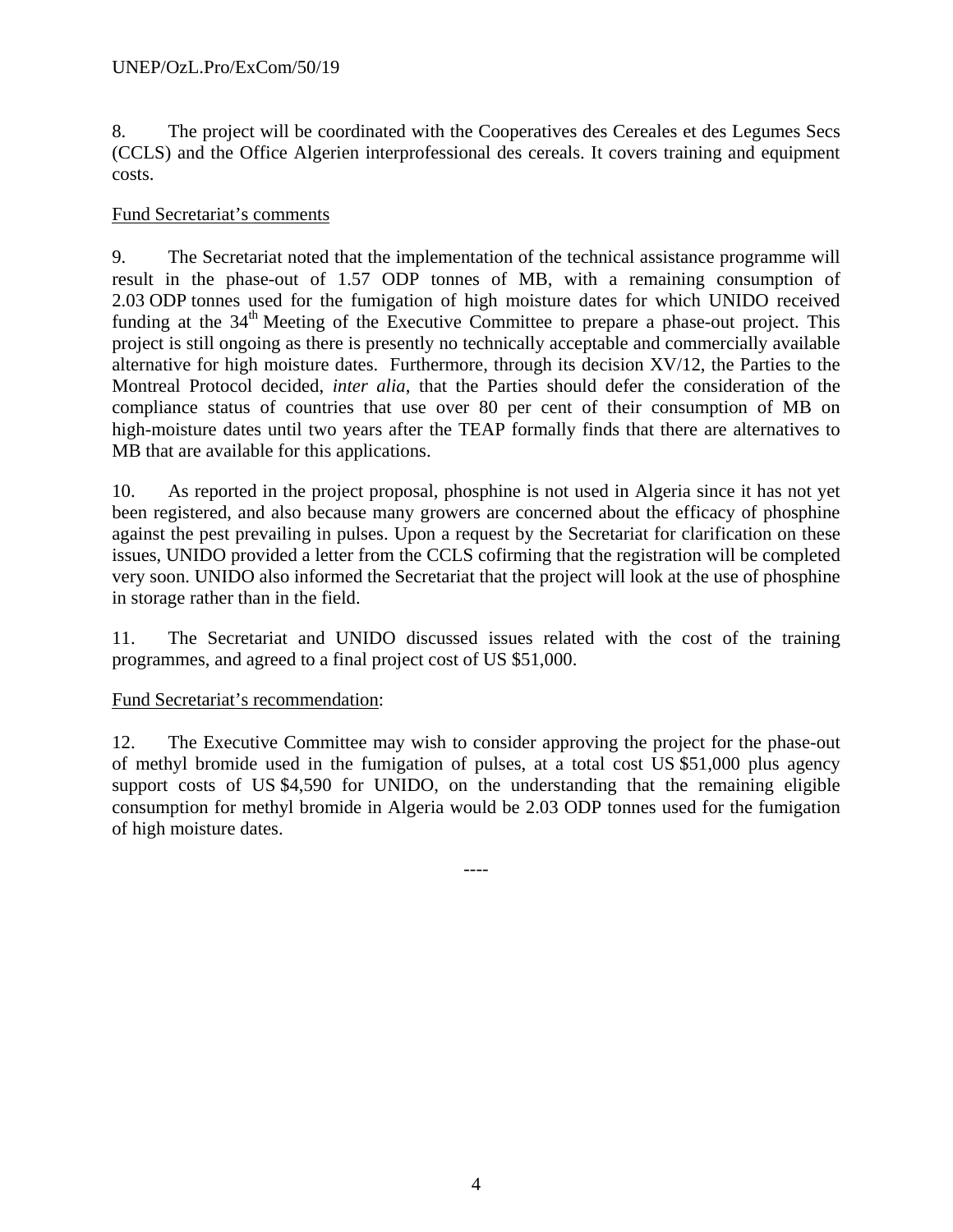8. The project will be coordinated with the Cooperatives des Cereales et des Legumes Secs (CCLS) and the Office Algerien interprofessional des cereals. It covers training and equipment costs.

Fund Secretariat's comments

9. The Secretariat noted that the implementation of the technical assistance programme will result in the phase-out of 1.57 ODP tonnes of MB, with a remaining consumption of 2.03 ODP tonnes used for the fumigation of high moisture dates for which UNIDO received funding at the 34th Meeting of the Executive Committee to prepare a phase-out project. This project is still ongoing as there is presently no technically acceptable and commercially available alternative for high moisture dates. Furthermore, through its decision XV/12, the Parties to the Montreal Protocol decided, *inter alia*, that the Parties should defer the consideration of the compliance status of countries that use over 80 per cent of their consumption of MB on high-moisture dates until two years after the TEAP formally finds that there are alternatives to MB that are available for this applications.

10. As reported in the project proposal, phosphine is not used in Algeria since it has not yet been registered, and also because many growers are concerned about the efficacy of phosphine against the pest prevailing in pulses. Upon a request by the Secretariat for clarification on these issues, UNIDO provided a letter from the CCLS cofirming that the registration will be completed very soon. UNIDO also informed the Secretariat that the project will look at the use of phosphine in storage rather than in the field.

11. The Secretariat and UNIDO discussed issues related with the cost of the training programmes, and agreed to a final project cost of US $51,000.

Fund Secretariat's recommendation:

12. The Executive Committee may wish to consider approving the project for the phase-out of methyl bromide used in the fumigation of pulses, at a total cost US $51,000 plus agency support costs of US $4,590 for UNIDO, on the understanding that the remaining eligible consumption for methyl bromide in Algeria would be 2.03 ODP tonnes used for the fumigation of high moisture dates.

----